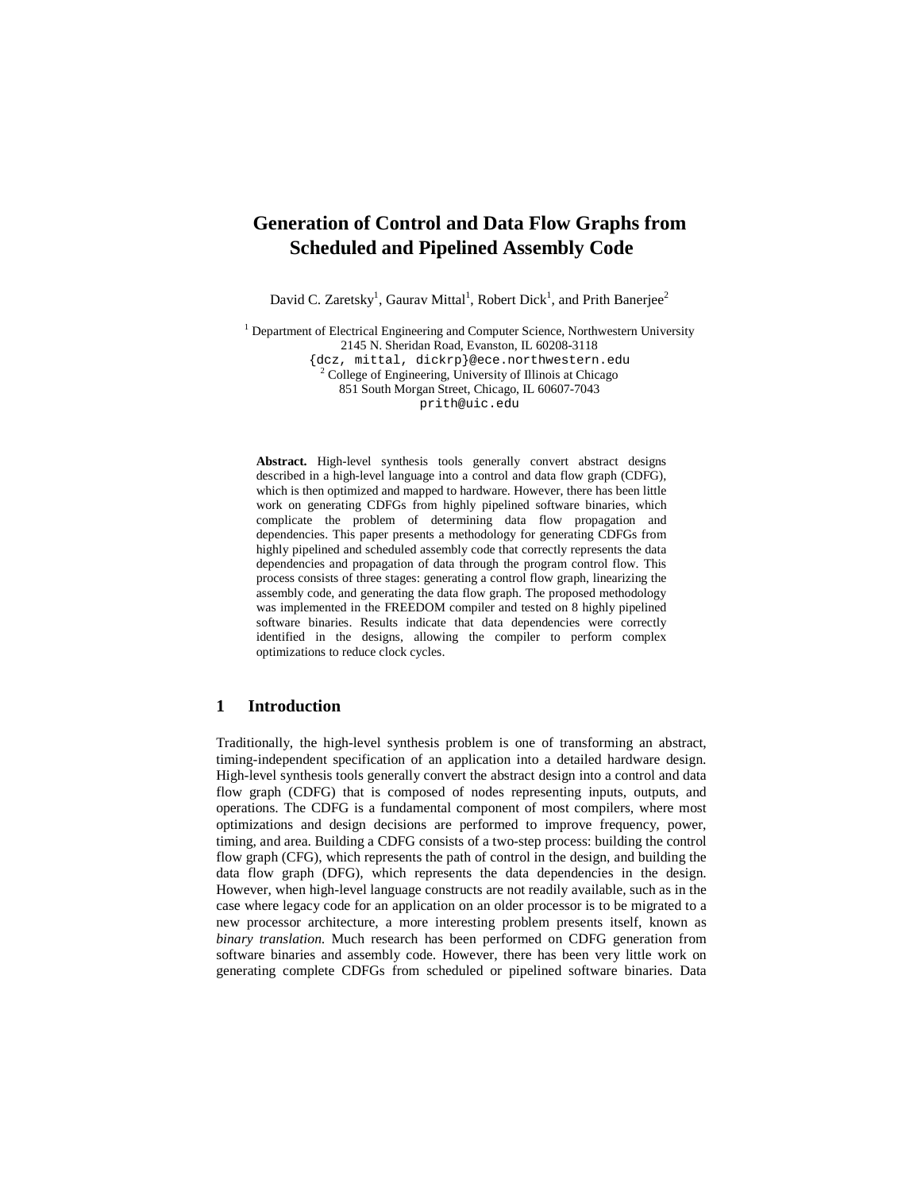# Generation of Control and Data Flow Graphs from Scheduled and Pipelined Assembly Code

David C. Zaretsky[1], Gaurav Mittal[1], Robert Dick[1], and Prith Banerjee[2]

[1] Department of Electrical Engineering and Computer Science, Northwestern University
2145 N. Sheridan Road, Evanston, IL 60208-3118
{dcz, mittal, dickrp}@ece.northwestern.edu
[2] College of Engineering, University of Illinois at Chicago
851 South Morgan Street, Chicago, IL 60607-7043
prith@uic.edu

**Abstract.** High-level synthesis tools generally convert abstract designs described in a high-level language into a control and data flow graph (CDFG), which is then optimized and mapped to hardware. However, there has been little work on generating CDFGs from highly pipelined software binaries, which complicate the problem of determining data flow propagation and dependencies. This paper presents a methodology for generating CDFGs from highly pipelined and scheduled assembly code that correctly represents the data dependencies and propagation of data through the program control flow. This process consists of three stages: generating a control flow graph, linearizing the assembly code, and generating the data flow graph. The proposed methodology was implemented in the FREEDOM compiler and tested on 8 highly pipelined software binaries. Results indicate that data dependencies were correctly identified in the designs, allowing the compiler to perform complex optimizations to reduce clock cycles.

## 1 Introduction

Traditionally, the high-level synthesis problem is one of transforming an abstract, timing-independent specification of an application into a detailed hardware design. High-level synthesis tools generally convert the abstract design into a control and data flow graph (CDFG) that is composed of nodes representing inputs, outputs, and operations. The CDFG is a fundamental component of most compilers, where most optimizations and design decisions are performed to improve frequency, power, timing, and area. Building a CDFG consists of a two-step process: building the control flow graph (CFG), which represents the path of control in the design, and building the data flow graph (DFG), which represents the data dependencies in the design. However, when high-level language constructs are not readily available, such as in the case where legacy code for an application on an older processor is to be migrated to a new processor architecture, a more interesting problem presents itself, known as *binary translation.* Much research has been performed on CDFG generation from software binaries and assembly code. However, there has been very little work on generating complete CDFGs from scheduled or pipelined software binaries. Data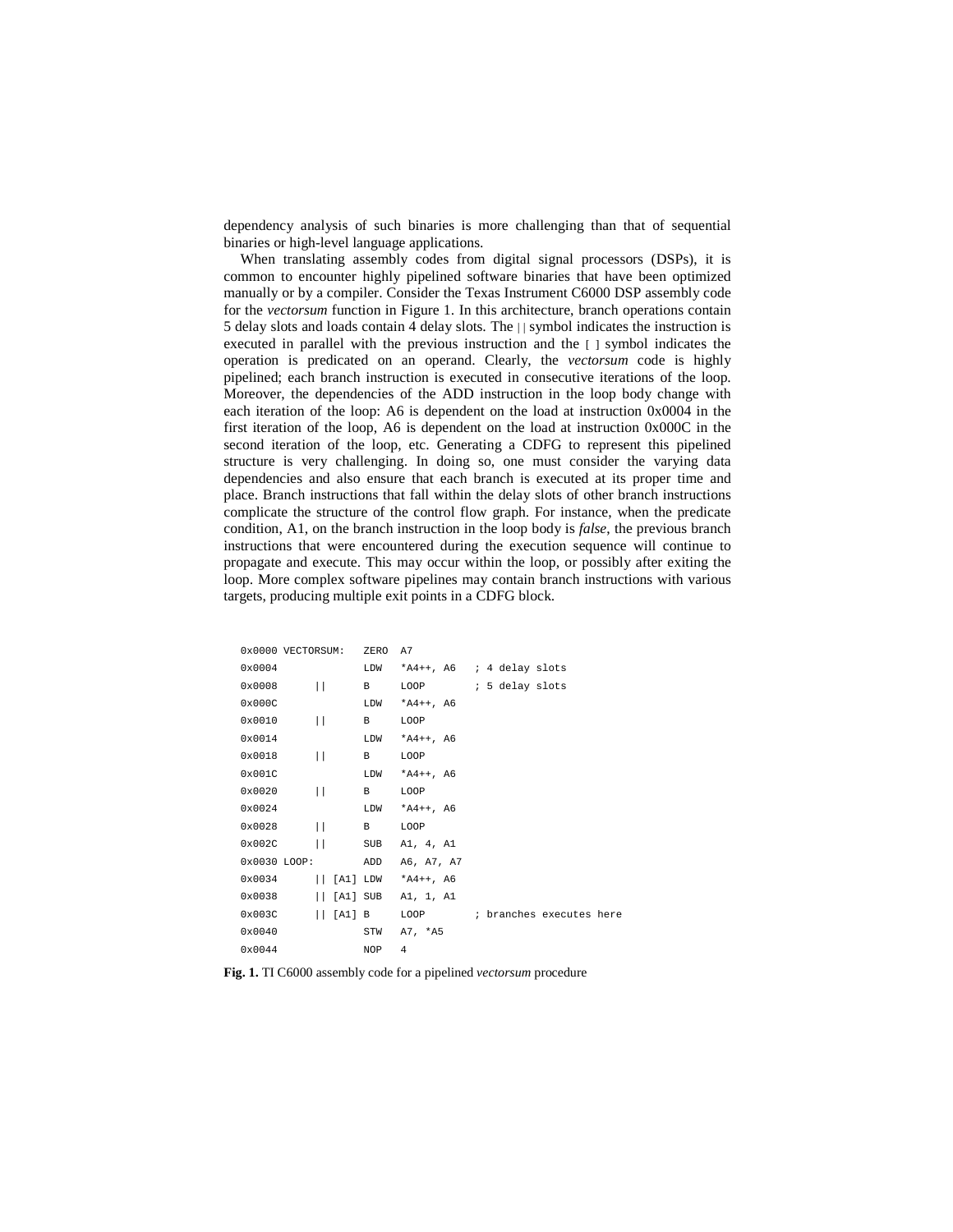dependency analysis of such binaries is more challenging than that of sequential binaries or high-level language applications.

When translating assembly codes from digital signal processors (DSPs), it is common to encounter highly pipelined software binaries that have been optimized manually or by a compiler. Consider the Texas Instrument C6000 DSP assembly code for the *vectorsum* function in Figure 1. In this architecture, branch operations contain 5 delay slots and loads contain 4 delay slots. The || symbol indicates the instruction is executed in parallel with the previous instruction and the [ ] symbol indicates the operation is predicated on an operand. Clearly, the *vectorsum* code is highly pipelined; each branch instruction is executed in consecutive iterations of the loop. Moreover, the dependencies of the ADD instruction in the loop body change with each iteration of the loop: A6 is dependent on the load at instruction 0x0004 in the first iteration of the loop, A6 is dependent on the load at instruction 0x000C in the second iteration of the loop, etc. Generating a CDFG to represent this pipelined structure is very challenging. In doing so, one must consider the varying data dependencies and also ensure that each branch is executed at its proper time and place. Branch instructions that fall within the delay slots of other branch instructions complicate the structure of the control flow graph. For instance, when the predicate condition, A1, on the branch instruction in the loop body is *false*, the previous branch instructions that were encountered during the execution sequence will continue to propagate and execute. This may occur within the loop, or possibly after exiting the loop. More complex software pipelines may contain branch instructions with various targets, producing multiple exit points in a CDFG block.

```
0x0000 VECTORSUM:   ZERO  A7
0x0004              LDW   *A4++, A6   ; 4 delay slots
0x0008      ||      B     LOOP        ; 5 delay slots
0x000C              LDW   *A4++, A6
0x0010      ||      B     LOOP
0x0014              LDW   *A4++, A6
0x0018      ||      B     LOOP
0x001C              LDW   *A4++, A6
0x0020      ||      B     LOOP
0x0024              LDW   *A4++, A6
0x0028      ||      B     LOOP
0x002C      ||      SUB   A1, 4, A1
0x0030 LOOP:        ADD   A6, A7, A7
0x0034      || [A1] LDW   *A4++, A6
0x0038      || [A1] SUB   A1, 1, A1
0x003C      || [A1] B     LOOP        ; branches executes here
0x0040              STW   A7, *A5
0x0044              NOP   4
```

**Fig. 1.** TI C6000 assembly code for a pipelined *vectorsum* procedure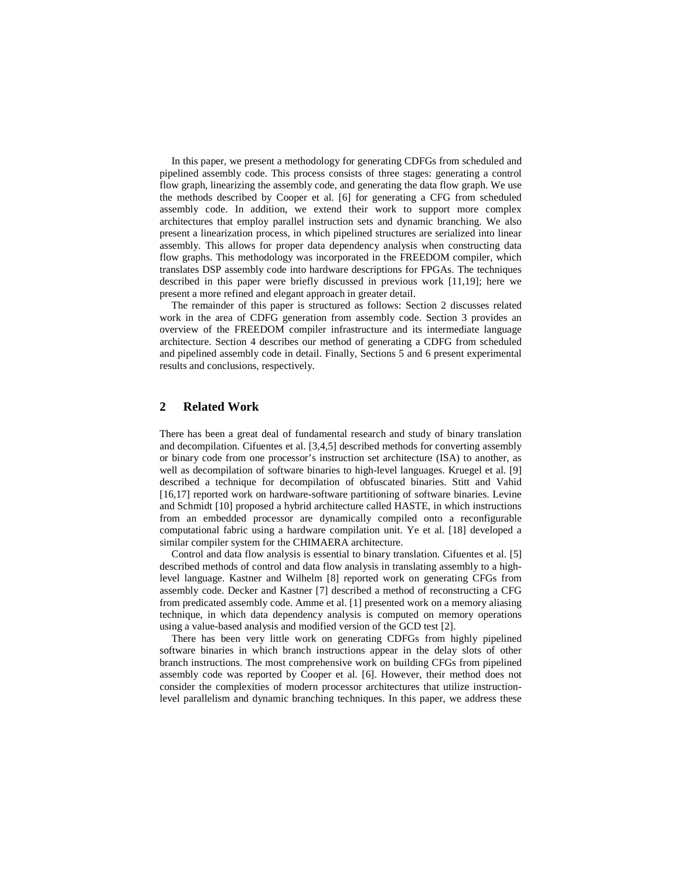In this paper, we present a methodology for generating CDFGs from scheduled and pipelined assembly code. This process consists of three stages: generating a control flow graph, linearizing the assembly code, and generating the data flow graph. We use the methods described by Cooper et al. [6] for generating a CFG from scheduled assembly code. In addition, we extend their work to support more complex architectures that employ parallel instruction sets and dynamic branching. We also present a linearization process, in which pipelined structures are serialized into linear assembly. This allows for proper data dependency analysis when constructing data flow graphs. This methodology was incorporated in the FREEDOM compiler, which translates DSP assembly code into hardware descriptions for FPGAs. The techniques described in this paper were briefly discussed in previous work [11,19]; here we present a more refined and elegant approach in greater detail.

The remainder of this paper is structured as follows: Section 2 discusses related work in the area of CDFG generation from assembly code. Section 3 provides an overview of the FREEDOM compiler infrastructure and its intermediate language architecture. Section 4 describes our method of generating a CDFG from scheduled and pipelined assembly code in detail. Finally, Sections 5 and 6 present experimental results and conclusions, respectively.

## 2 Related Work

There has been a great deal of fundamental research and study of binary translation and decompilation. Cifuentes et al. [3,4,5] described methods for converting assembly or binary code from one processor's instruction set architecture (ISA) to another, as well as decompilation of software binaries to high-level languages. Kruegel et al. [9] described a technique for decompilation of obfuscated binaries. Stitt and Vahid [16,17] reported work on hardware-software partitioning of software binaries. Levine and Schmidt [10] proposed a hybrid architecture called HASTE, in which instructions from an embedded processor are dynamically compiled onto a reconfigurable computational fabric using a hardware compilation unit. Ye et al. [18] developed a similar compiler system for the CHIMAERA architecture.

Control and data flow analysis is essential to binary translation. Cifuentes et al. [5] described methods of control and data flow analysis in translating assembly to a high-level language. Kastner and Wilhelm [8] reported work on generating CFGs from assembly code. Decker and Kastner [7] described a method of reconstructing a CFG from predicated assembly code. Amme et al. [1] presented work on a memory aliasing technique, in which data dependency analysis is computed on memory operations using a value-based analysis and modified version of the GCD test [2].

There has been very little work on generating CDFGs from highly pipelined software binaries in which branch instructions appear in the delay slots of other branch instructions. The most comprehensive work on building CFGs from pipelined assembly code was reported by Cooper et al. [6]. However, their method does not consider the complexities of modern processor architectures that utilize instruction-level parallelism and dynamic branching techniques. In this paper, we address these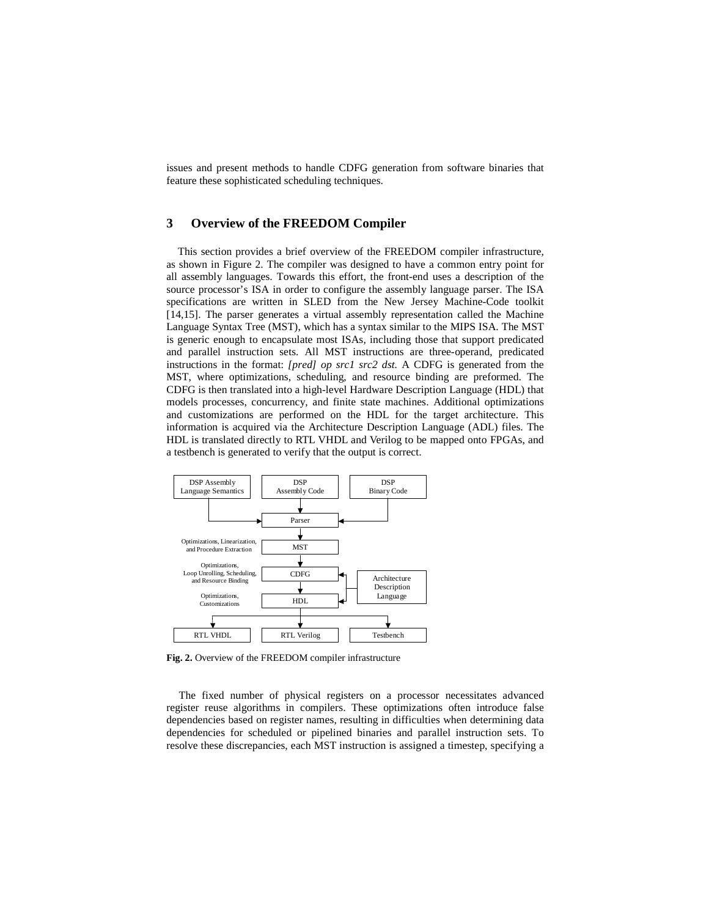issues and present methods to handle CDFG generation from software binaries that feature these sophisticated scheduling techniques.

## 3 Overview of the FREEDOM Compiler

This section provides a brief overview of the FREEDOM compiler infrastructure, as shown in Figure 2. The compiler was designed to have a common entry point for all assembly languages. Towards this effort, the front-end uses a description of the source processor's ISA in order to configure the assembly language parser. The ISA specifications are written in SLED from the New Jersey Machine-Code toolkit [14,15]. The parser generates a virtual assembly representation called the Machine Language Syntax Tree (MST), which has a syntax similar to the MIPS ISA. The MST is generic enough to encapsulate most ISAs, including those that support predicated and parallel instruction sets. All MST instructions are three-operand, predicated instructions in the format: *[pred] op src1 src2 dst*. A CDFG is generated from the MST, where optimizations, scheduling, and resource binding are preformed. The CDFG is then translated into a high-level Hardware Description Language (HDL) that models processes, concurrency, and finite state machines. Additional optimizations and customizations are performed on the HDL for the target architecture. This information is acquired via the Architecture Description Language (ADL) files. The HDL is translated directly to RTL VHDL and Verilog to be mapped onto FPGAs, and a testbench is generated to verify that the output is correct.

DSP Assembly Language Semantics | DSP Assembly Code | DSP Binary Code → Parser → MST (Optimizations, Linearization, and Procedure Extraction) → CDFG (Optimizations, Loop Unrolling, Scheduling, and Resource Binding) → HDL (Optimizations, Customizations) ← Architecture Description Language → RTL VHDL | RTL Verilog | Testbench

**Fig. 2.** Overview of the FREEDOM compiler infrastructure

The fixed number of physical registers on a processor necessitates advanced register reuse algorithms in compilers. These optimizations often introduce false dependencies based on register names, resulting in difficulties when determining data dependencies for scheduled or pipelined binaries and parallel instruction sets. To resolve these discrepancies, each MST instruction is assigned a timestep, specifying a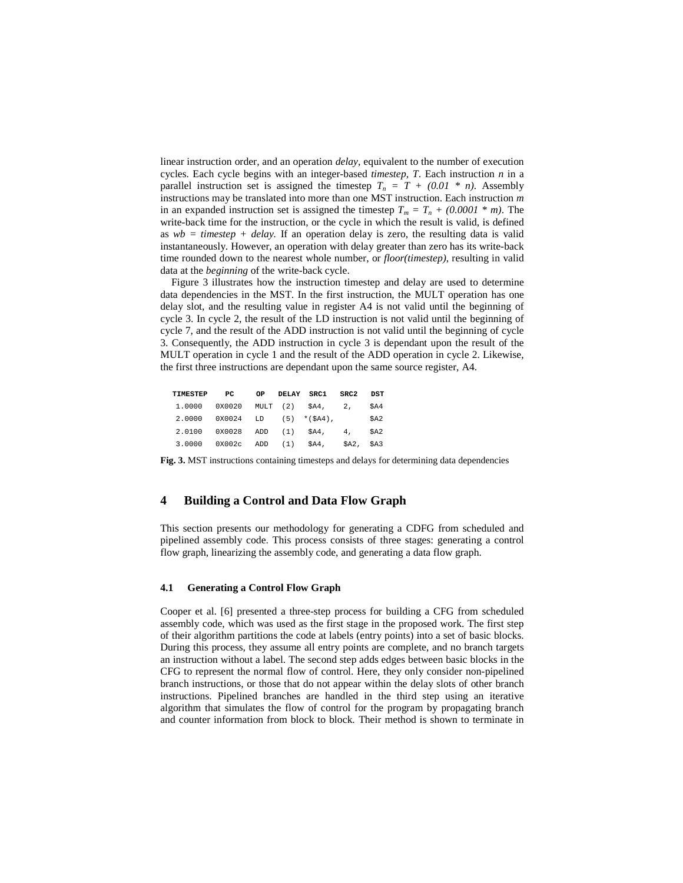linear instruction order, and an operation *delay*, equivalent to the number of execution cycles. Each cycle begins with an integer-based *timestep*, *T*. Each instruction *n* in a parallel instruction set is assigned the timestep $T_n = T + (0.01 * n)$. Assembly instructions may be translated into more than one MST instruction. Each instruction *m* in an expanded instruction set is assigned the timestep $T_m = T_n + (0.0001 * m)$. The write-back time for the instruction, or the cycle in which the result is valid, is defined as $wb = timestep + delay$. If an operation delay is zero, the resulting data is valid instantaneously. However, an operation with delay greater than zero has its write-back time rounded down to the nearest whole number, or *floor(timestep)*, resulting in valid data at the *beginning* of the write-back cycle.

Figure 3 illustrates how the instruction timestep and delay are used to determine data dependencies in the MST. In the first instruction, the MULT operation has one delay slot, and the resulting value in register A4 is not valid until the beginning of cycle 3. In cycle 2, the result of the LD instruction is not valid until the beginning of cycle 7, and the result of the ADD instruction is not valid until the beginning of cycle 3. Consequently, the ADD instruction in cycle 3 is dependant upon the result of the MULT operation in cycle 1 and the result of the ADD operation in cycle 2. Likewise, the first three instructions are dependant upon the same source register, A4.

| TIMESTEP | PC | OP | DELAY | SRC1 | SRC2 | DST |
|---|---|---|---|---|---|---|
| 1.0000 | 0X0020 | MULT | (2) | $A4, | 2, | $A4 |
| 2.0000 | 0X0024 | LD | (5) | *($A4), | | $A2 |
| 2.0100 | 0X0028 | ADD | (1) | $A4, | 4, | $A2 |
| 3.0000 | 0X002c | ADD | (1) | $A4, | $A2, | $A3 |

**Fig. 3.** MST instructions containing timesteps and delays for determining data dependencies

## 4 Building a Control and Data Flow Graph

This section presents our methodology for generating a CDFG from scheduled and pipelined assembly code. This process consists of three stages: generating a control flow graph, linearizing the assembly code, and generating a data flow graph.

### 4.1 Generating a Control Flow Graph

Cooper et al. [6] presented a three-step process for building a CFG from scheduled assembly code, which was used as the first stage in the proposed work. The first step of their algorithm partitions the code at labels (entry points) into a set of basic blocks. During this process, they assume all entry points are complete, and no branch targets an instruction without a label. The second step adds edges between basic blocks in the CFG to represent the normal flow of control. Here, they only consider non-pipelined branch instructions, or those that do not appear within the delay slots of other branch instructions. Pipelined branches are handled in the third step using an iterative algorithm that simulates the flow of control for the program by propagating branch and counter information from block to block. Their method is shown to terminate in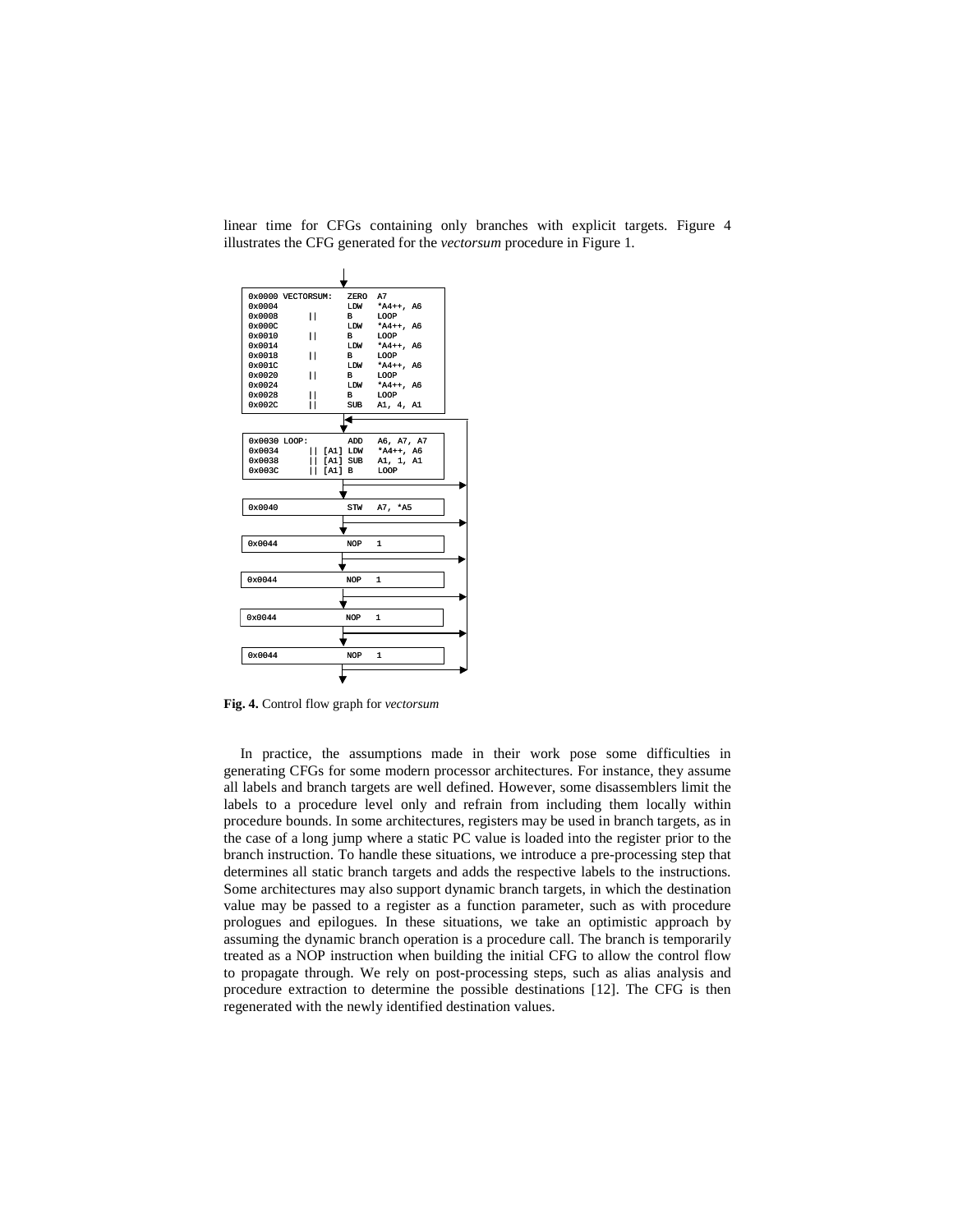linear time for CFGs containing only branches with explicit targets. Figure 4 illustrates the CFG generated for the *vectorsum* procedure in Figure 1.

```
0x0000 VECTORSUM:   ZERO  A7
0x0004              LDW   *A4++, A6
0x0008      ||      B     LOOP
0x000C              LDW   *A4++, A6
0x0010      ||      B     LOOP
0x0014              LDW   *A4++, A6
0x0018      ||      B     LOOP
0x001C              LDW   *A4++, A6
0x0020      ||      B     LOOP
0x0024              LDW   *A4++, A6
0x0028      ||      B     LOOP
0x002C      ||      SUB   A1, 4, A1

0x0030 LOOP:        ADD   A6, A7, A7
0x0034      || [A1] LDW   *A4++, A6
0x0038      || [A1] SUB   A1, 1, A1
0x003C      || [A1] B     LOOP

0x0040              STW   A7, *A5

0x0044              NOP   1

0x0044              NOP   1

0x0044              NOP   1

0x0044              NOP   1
```

**Fig. 4.** Control flow graph for *vectorsum*

In practice, the assumptions made in their work pose some difficulties in generating CFGs for some modern processor architectures. For instance, they assume all labels and branch targets are well defined. However, some disassemblers limit the labels to a procedure level only and refrain from including them locally within procedure bounds. In some architectures, registers may be used in branch targets, as in the case of a long jump where a static PC value is loaded into the register prior to the branch instruction. To handle these situations, we introduce a pre-processing step that determines all static branch targets and adds the respective labels to the instructions. Some architectures may also support dynamic branch targets, in which the destination value may be passed to a register as a function parameter, such as with procedure prologues and epilogues. In these situations, we take an optimistic approach by assuming the dynamic branch operation is a procedure call. The branch is temporarily treated as a NOP instruction when building the initial CFG to allow the control flow to propagate through. We rely on post-processing steps, such as alias analysis and procedure extraction to determine the possible destinations [12]. The CFG is then regenerated with the newly identified destination values.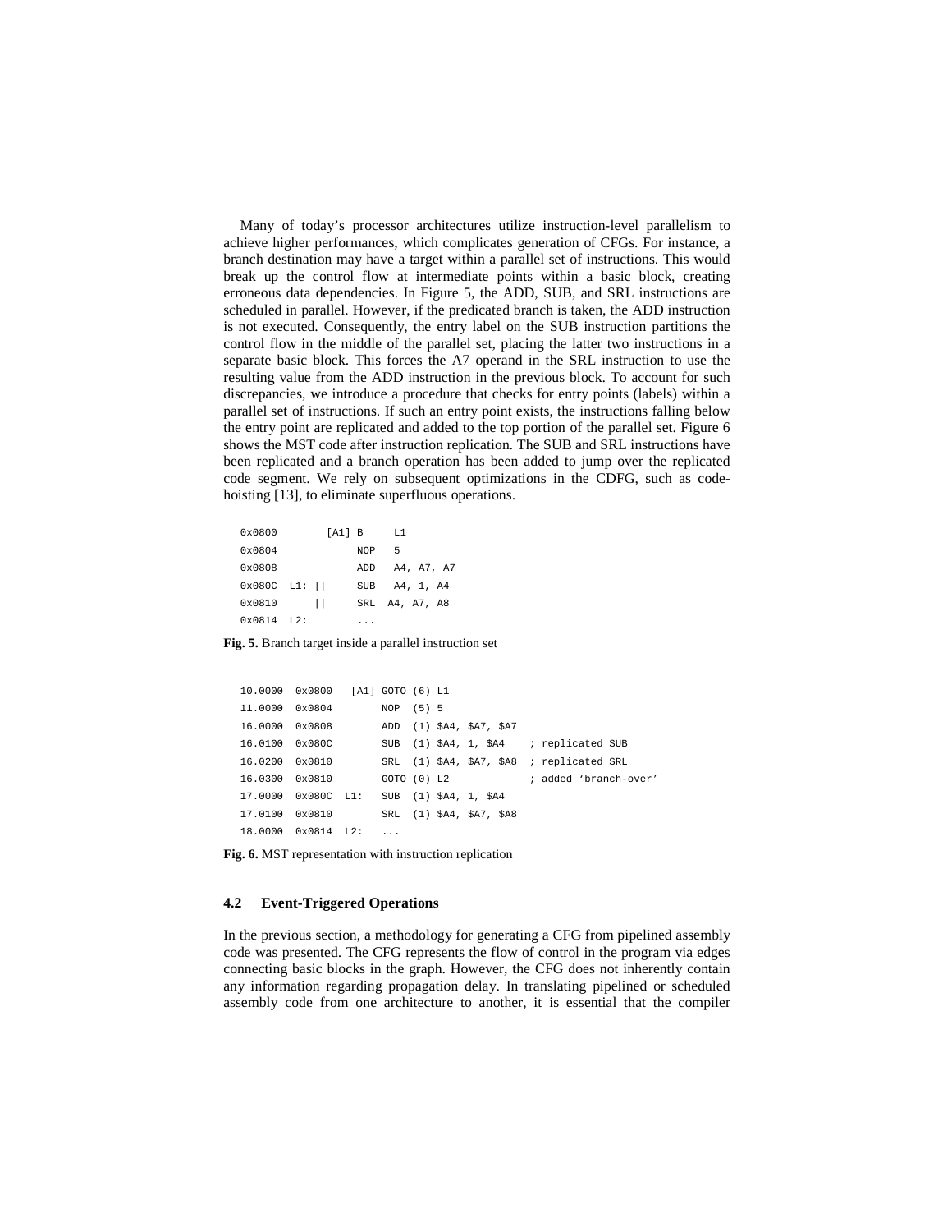Many of today's processor architectures utilize instruction-level parallelism to achieve higher performances, which complicates generation of CFGs. For instance, a branch destination may have a target within a parallel set of instructions. This would break up the control flow at intermediate points within a basic block, creating erroneous data dependencies. In Figure 5, the ADD, SUB, and SRL instructions are scheduled in parallel. However, if the predicated branch is taken, the ADD instruction is not executed. Consequently, the entry label on the SUB instruction partitions the control flow in the middle of the parallel set, placing the latter two instructions in a separate basic block. This forces the A7 operand in the SRL instruction to use the resulting value from the ADD instruction in the previous block. To account for such discrepancies, we introduce a procedure that checks for entry points (labels) within a parallel set of instructions. If such an entry point exists, the instructions falling below the entry point are replicated and added to the top portion of the parallel set. Figure 6 shows the MST code after instruction replication. The SUB and SRL instructions have been replicated and a branch operation has been added to jump over the replicated code segment. We rely on subsequent optimizations in the CDFG, such as code-hoisting [13], to eliminate superfluous operations.

```
0x0800        [A1] B     L1
0x0804             NOP   5
0x0808             ADD   A4, A7, A7
0x080C  L1: ||     SUB   A4, 1, A4
0x0810      ||     SRL  A4, A7, A8
0x0814  L2:        ...
```

**Fig. 5.** Branch target inside a parallel instruction set

```
10.0000  0x0800   [A1] GOTO (6) L1
11.0000  0x0804        NOP  (5) 5
16.0000  0x0808        ADD  (1) $A4, $A7, $A7
16.0100  0x080C        SUB  (1) $A4, 1, $A4    ; replicated SUB
16.0200  0x0810        SRL  (1) $A4, $A7, $A8  ; replicated SRL
16.0300  0x0810        GOTO (0) L2             ; added 'branch-over'
17.0000  0x080C  L1:   SUB  (1) $A4, 1, $A4
17.0100  0x0810        SRL  (1) $A4, $A7, $A8
18.0000  0x0814  L2:   ...
```

**Fig. 6.** MST representation with instruction replication

### 4.2 Event-Triggered Operations

In the previous section, a methodology for generating a CFG from pipelined assembly code was presented. The CFG represents the flow of control in the program via edges connecting basic blocks in the graph. However, the CFG does not inherently contain any information regarding propagation delay. In translating pipelined or scheduled assembly code from one architecture to another, it is essential that the compiler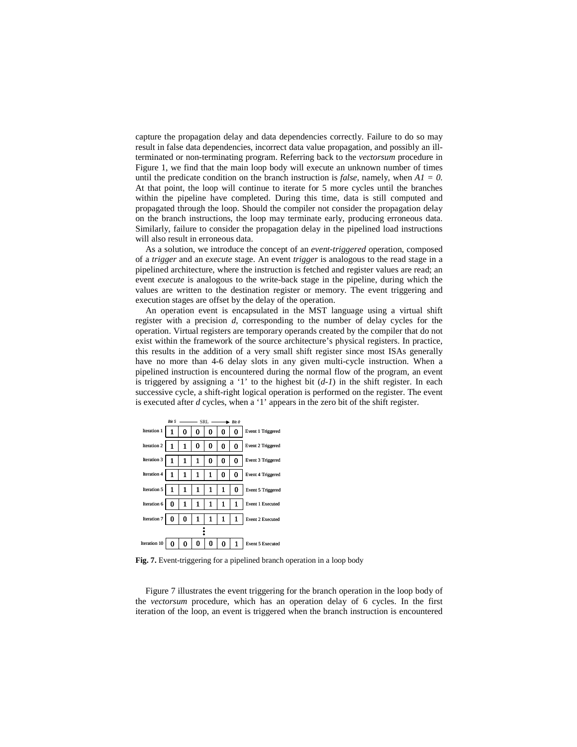capture the propagation delay and data dependencies correctly. Failure to do so may result in false data dependencies, incorrect data value propagation, and possibly an ill-terminated or non-terminating program. Referring back to the *vectorsum* procedure in Figure 1, we find that the main loop body will execute an unknown number of times until the predicate condition on the branch instruction is *false*, namely, when $A1 = 0$. At that point, the loop will continue to iterate for 5 more cycles until the branches within the pipeline have completed. During this time, data is still computed and propagated through the loop. Should the compiler not consider the propagation delay on the branch instructions, the loop may terminate early, producing erroneous data. Similarly, failure to consider the propagation delay in the pipelined load instructions will also result in erroneous data.

As a solution, we introduce the concept of an *event-triggered* operation, composed of a *trigger* and an *execute* stage. An event *trigger* is analogous to the read stage in a pipelined architecture, where the instruction is fetched and register values are read; an event *execute* is analogous to the write-back stage in the pipeline, during which the values are written to the destination register or memory. The event triggering and execution stages are offset by the delay of the operation.

An operation event is encapsulated in the MST language using a virtual shift register with a precision *d*, corresponding to the number of delay cycles for the operation. Virtual registers are temporary operands created by the compiler that do not exist within the framework of the source architecture's physical registers. In practice, this results in the addition of a very small shift register since most ISAs generally have no more than 4-6 delay slots in any given multi-cycle instruction. When a pipelined instruction is encountered during the normal flow of the program, an event is triggered by assigning a '1' to the highest bit ($d$-$1$) in the shift register. In each successive cycle, a shift-right logical operation is performed on the register. The event is executed after *d* cycles, when a '1' appears in the zero bit of the shift register.

Bit 5 — SRL → Bit 0

Iteration 1 1 0 0 0 0 0 Event 1 Triggered

Iteration 2 1 1 0 0 0 0 Event 2 Triggered

Iteration 3 1 1 1 0 0 0 Event 3 Triggered

Iteration 4 1 1 1 1 0 0 Event 4 Triggered

Iteration 5 1 1 1 1 1 0 Event 5 Triggered

Iteration 6 0 1 1 1 1 1 Event 1 Executed

Iteration 7 0 0 1 1 1 1 Event 2 Executed

⋮

Iteration 10 0 0 0 0 0 1 Event 5 Executed

**Fig. 7.** Event-triggering for a pipelined branch operation in a loop body

Figure 7 illustrates the event triggering for the branch operation in the loop body of the *vectorsum* procedure, which has an operation delay of 6 cycles. In the first iteration of the loop, an event is triggered when the branch instruction is encountered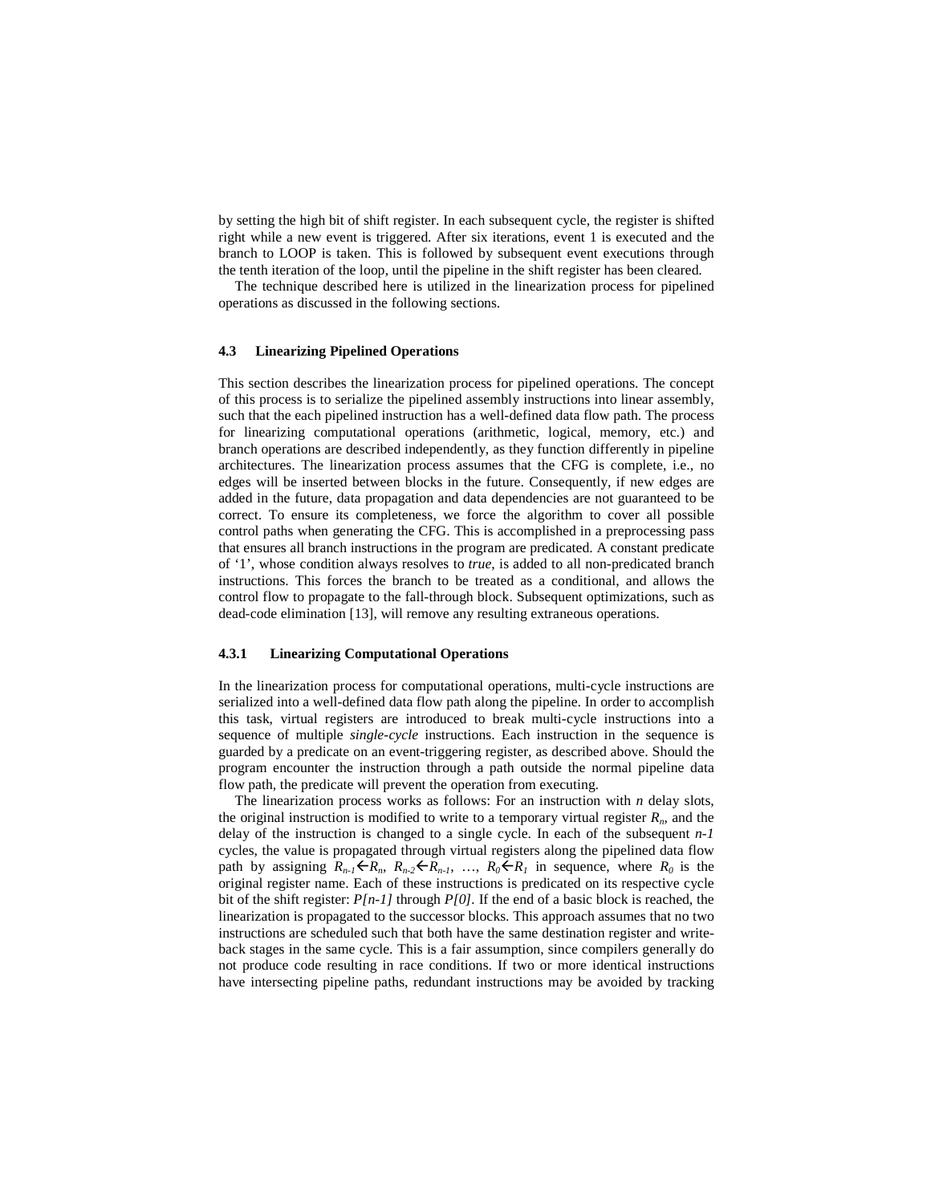by setting the high bit of shift register. In each subsequent cycle, the register is shifted right while a new event is triggered. After six iterations, event 1 is executed and the branch to LOOP is taken. This is followed by subsequent event executions through the tenth iteration of the loop, until the pipeline in the shift register has been cleared.

The technique described here is utilized in the linearization process for pipelined operations as discussed in the following sections.

### 4.3 Linearizing Pipelined Operations

This section describes the linearization process for pipelined operations. The concept of this process is to serialize the pipelined assembly instructions into linear assembly, such that the each pipelined instruction has a well-defined data flow path. The process for linearizing computational operations (arithmetic, logical, memory, etc.) and branch operations are described independently, as they function differently in pipeline architectures. The linearization process assumes that the CFG is complete, i.e., no edges will be inserted between blocks in the future. Consequently, if new edges are added in the future, data propagation and data dependencies are not guaranteed to be correct. To ensure its completeness, we force the algorithm to cover all possible control paths when generating the CFG. This is accomplished in a preprocessing pass that ensures all branch instructions in the program are predicated. A constant predicate of '1', whose condition always resolves to *true*, is added to all non-predicated branch instructions. This forces the branch to be treated as a conditional, and allows the control flow to propagate to the fall-through block. Subsequent optimizations, such as dead-code elimination [13], will remove any resulting extraneous operations.

#### 4.3.1 Linearizing Computational Operations

In the linearization process for computational operations, multi-cycle instructions are serialized into a well-defined data flow path along the pipeline. In order to accomplish this task, virtual registers are introduced to break multi-cycle instructions into a sequence of multiple *single-cycle* instructions. Each instruction in the sequence is guarded by a predicate on an event-triggering register, as described above. Should the program encounter the instruction through a path outside the normal pipeline data flow path, the predicate will prevent the operation from executing.

The linearization process works as follows: For an instruction with $n$ delay slots, the original instruction is modified to write to a temporary virtual register $R_n$, and the delay of the instruction is changed to a single cycle. In each of the subsequent $n$-$1$ cycles, the value is propagated through virtual registers along the pipelined data flow path by assigning $R_{n-1} \leftarrow R_n$, $R_{n-2} \leftarrow R_{n-1}$, …, $R_0 \leftarrow R_1$ in sequence, where $R_0$ is the original register name. Each of these instructions is predicated on its respective cycle bit of the shift register: $P[n-1]$ through $P[0]$. If the end of a basic block is reached, the linearization is propagated to the successor blocks. This approach assumes that no two instructions are scheduled such that both have the same destination register and write-back stages in the same cycle. This is a fair assumption, since compilers generally do not produce code resulting in race conditions. If two or more identical instructions have intersecting pipeline paths, redundant instructions may be avoided by tracking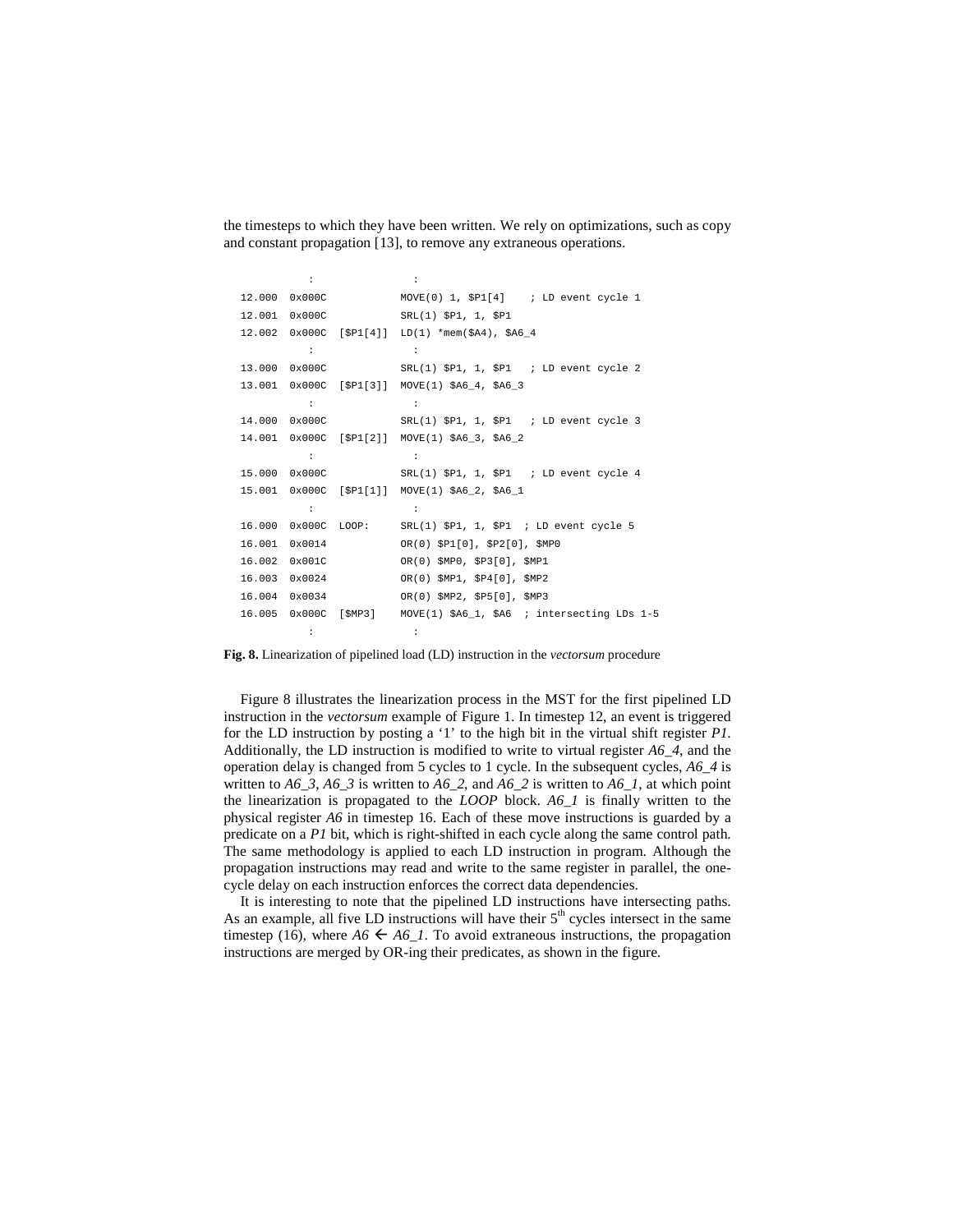the timesteps to which they have been written. We rely on optimizations, such as copy and constant propagation [13], to remove any extraneous operations.

```
           :                 :
  12.000  0x000C           MOVE(0) 1, $P1[4]    ; LD event cycle 1
  12.001  0x000C           SRL(1) $P1, 1, $P1
  12.002  0x000C  [$P1[4]]  LD(1) *mem($A4), $A6_4
           :                 :
  13.000  0x000C           SRL(1) $P1, 1, $P1   ; LD event cycle 2
  13.001  0x000C  [$P1[3]]  MOVE($A6_4, $A6_3
           :                 :
  14.000  0x000C           SRL(1) $P1, 1, $P1   ; LD event cycle 3
  14.001  0x000C  [$P1[2]]  MOVE(1) $A6_3, $A6_2
           :                 :
  15.000  0x000C           SRL(1) $P1, 1, $P1   ; LD event cycle 4
  15.001  0x000C  [$P1[1]]  MOVE(1) $A6_2, $A6_1
           :                 :
  16.000  0x000C  LOOP:     SRL(1) $P1, 1, $P1  ; LD event cycle 5
  16.001  0x0014           OR(0) $P1[0], $P2[0], $MP0
  16.002  0x001C           OR(0) $MP0, $P3[0], $MP1
  16.003  0x0024           OR(0) $MP1, $P4[0], $MP2
  16.004  0x0034           OR(0) $MP2, $P5[0], $MP3
  16.005  0x000C  [$MP3]    MOVE(1) $A6_1, $A6  ; intersecting LDs 1-5
           :                 :
```

**Fig. 8.** Linearization of pipelined load (LD) instruction in the *vectorsum* procedure

Figure 8 illustrates the linearization process in the MST for the first pipelined LD instruction in the *vectorsum* example of Figure 1. In timestep 12, an event is triggered for the LD instruction by posting a '1' to the high bit in the virtual shift register *P1*. Additionally, the LD instruction is modified to write to virtual register *A6_4*, and the operation delay is changed from 5 cycles to 1 cycle. In the subsequent cycles, *A6_4* is written to *A6_3*, *A6_3* is written to *A6_2*, and *A6_2* is written to *A6_1*, at which point the linearization is propagated to the *LOOP* block. *A6_1* is finally written to the physical register *A6* in timestep 16. Each of these move instructions is guarded by a predicate on a *P1* bit, which is right-shifted in each cycle along the same control path. The same methodology is applied to each LD instruction in program. Although the propagation instructions may read and write to the same register in parallel, the one-cycle delay on each instruction enforces the correct data dependencies.

It is interesting to note that the pipelined LD instructions have intersecting paths. As an example, all five LD instructions will have their $5^{th}$ cycles intersect in the same timestep (16), where $A6 \leftarrow A6\_1$. To avoid extraneous instructions, the propagation instructions are merged by OR-ing their predicates, as shown in the figure.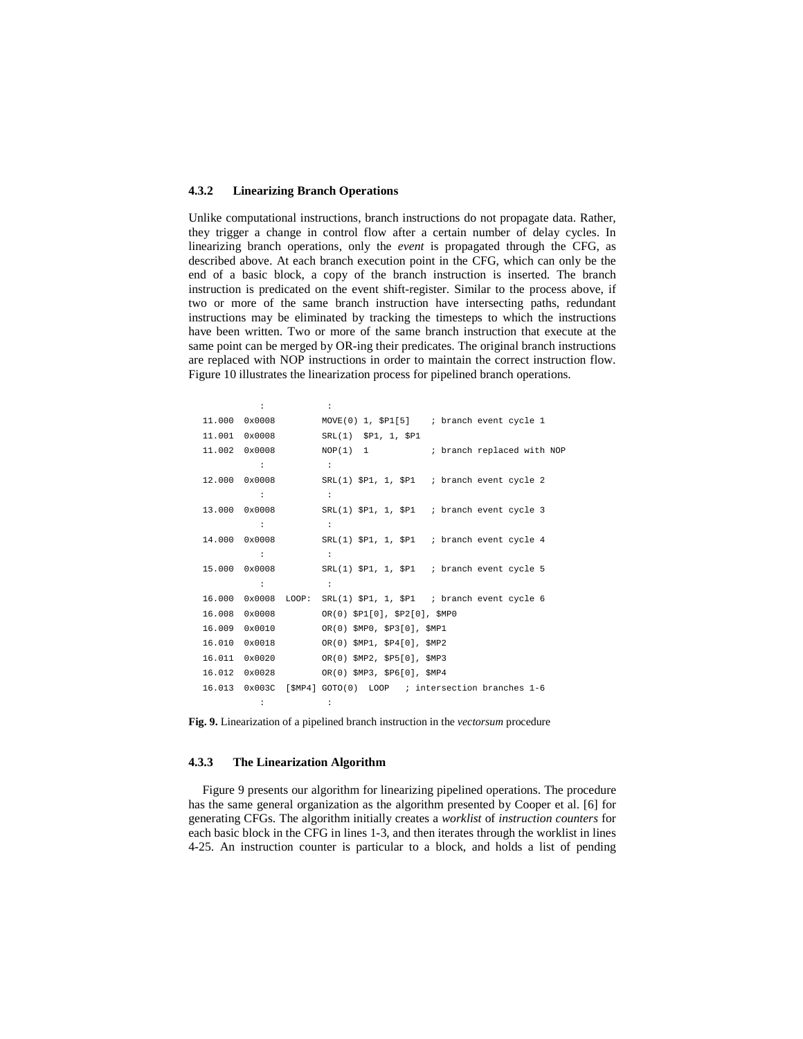### 4.3.2 Linearizing Branch Operations

Unlike computational instructions, branch instructions do not propagate data. Rather, they trigger a change in control flow after a certain number of delay cycles. In linearizing branch operations, only the *event* is propagated through the CFG, as described above. At each branch execution point in the CFG, which can only be the end of a basic block, a copy of the branch instruction is inserted. The branch instruction is predicated on the event shift-register. Similar to the process above, if two or more of the same branch instruction have intersecting paths, redundant instructions may be eliminated by tracking the timesteps to which the instructions have been written. Two or more of the same branch instruction that execute at the same point can be merged by OR-ing their predicates. The original branch instructions are replaced with NOP instructions in order to maintain the correct instruction flow. Figure 10 illustrates the linearization process for pipelined branch operations.

```
           :            :
  11.000  0x0008         MOVE(0) 1, $P1[5]    ; branch event cycle 1
  11.001  0x0008         SRL(1)  $P1, 1, $P1
  11.002  0x0008         NOP(1)  1            ; branch replaced with NOP
           :            :
  12.000  0x0008         SRL(1) $P1, 1, $P1   ; branch event cycle 2
           :            :
  13.000  0x0008         SRL(1) $P1, 1, $P1   ; branch event cycle 3
           :            :
  14.000  0x0008         SRL(1) $P1, 1, $P1   ; branch event cycle 4
           :            :
  15.000  0x0008         SRL(1) $P1, 1, $P1   ; branch event cycle 5
           :            :
  16.000  0x0008  LOOP:  SRL(1) $P1, 1, $P1   ; branch event cycle 6
  16.008  0x0008         OR(0) $P1[0], $P2[0], $MP0
  16.009  0x0010         OR(0) $MP0, $P3[0], $MP1
  16.010  0x0018         OR(0) $MP1, $P4[0], $MP2
  16.011  0x0020         OR(0) $MP2, $P5[0], $MP3
  16.012  0x0028         OR(0) $MP3, $P6[0], $MP4
  16.013  0x003C  [$MP4] GOTO(0)  LOOP   ; intersection branches 1-6
           :            :
```

**Fig. 9.** Linearization of a pipelined branch instruction in the *vectorsum* procedure

### 4.3.3 The Linearization Algorithm

Figure 9 presents our algorithm for linearizing pipelined operations. The procedure has the same general organization as the algorithm presented by Cooper et al. [6] for generating CFGs. The algorithm initially creates a *worklist* of *instruction counters* for each basic block in the CFG in lines 1-3, and then iterates through the worklist in lines 4-25. An instruction counter is particular to a block, and holds a list of pending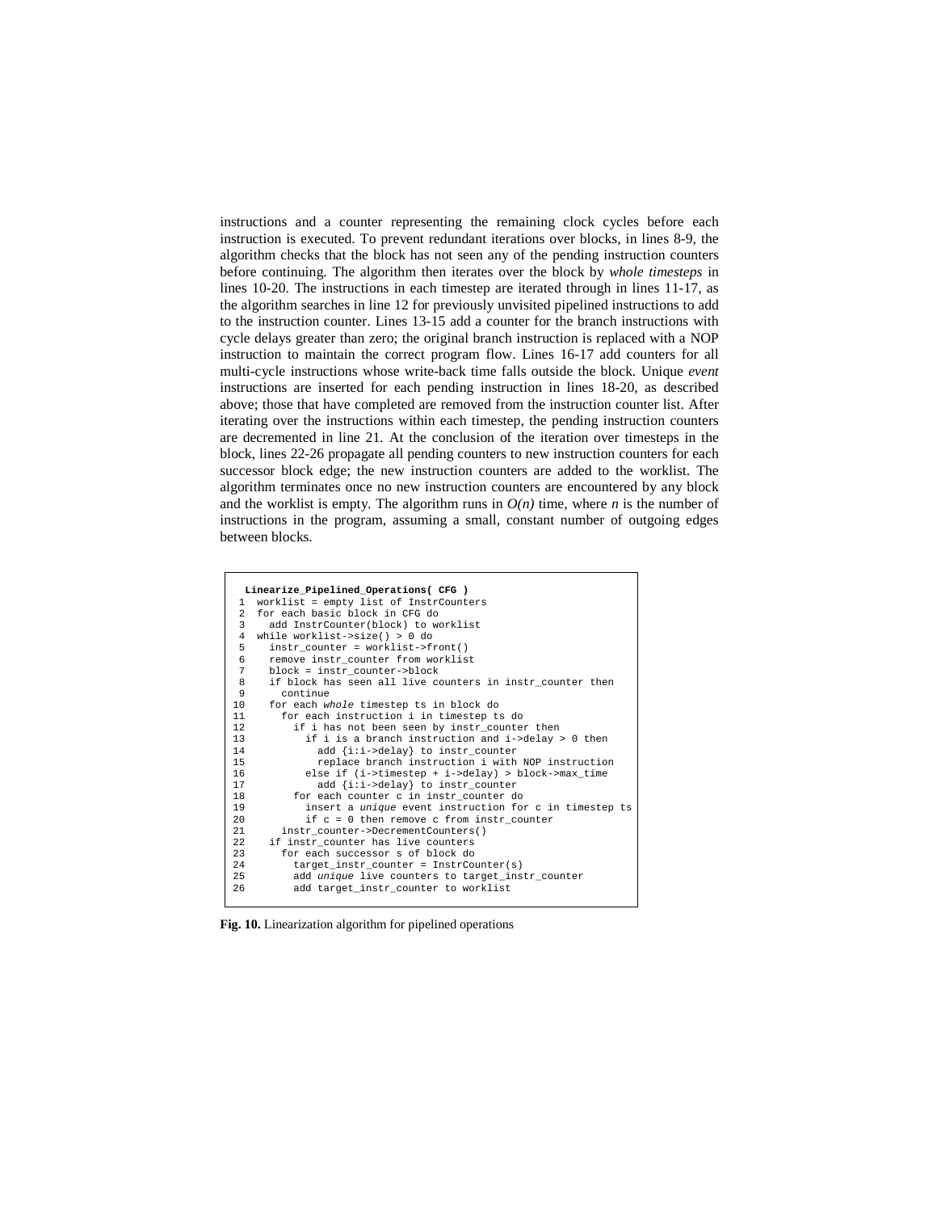instructions and a counter representing the remaining clock cycles before each instruction is executed. To prevent redundant iterations over blocks, in lines 8-9, the algorithm checks that the block has not seen any of the pending instruction counters before continuing. The algorithm then iterates over the block by *whole timesteps* in lines 10-20. The instructions in each timestep are iterated through in lines 11-17, as the algorithm searches in line 12 for previously unvisited pipelined instructions to add to the instruction counter. Lines 13-15 add a counter for the branch instructions with cycle delays greater than zero; the original branch instruction is replaced with a NOP instruction to maintain the correct program flow. Lines 16-17 add counters for all multi-cycle instructions whose write-back time falls outside the block. Unique *event* instructions are inserted for each pending instruction in lines 18-20, as described above; those that have completed are removed from the instruction counter list. After iterating over the instructions within each timestep, the pending instruction counters are decremented in line 21. At the conclusion of the iteration over timesteps in the block, lines 22-26 propagate all pending counters to new instruction counters for each successor block edge; the new instruction counters are added to the worklist. The algorithm terminates once no new instruction counters are encountered by any block and the worklist is empty. The algorithm runs in $O(n)$ time, where $n$ is the number of instructions in the program, assuming a small, constant number of outgoing edges between blocks.

```
 Linearize_Pipelined_Operations( CFG )
 1  worklist = empty list of InstrCounters
 2  for each basic block in CFG do
 3    add InstrCounter(block) to worklist
 4  while worklist->size() > 0 do
 5    instr_counter = worklist->front()
 6    remove instr_counter from worklist
 7    block = instr_counter->block
 8    if block has seen all live counters in instr_counter then
 9      continue
10    for each whole timestep ts in block do
11      for each instruction i in timestep ts do
12        if i has not been seen by instr_counter then
13          if i is a branch instruction and i->delay > 0 then
14            add {i:i->delay} to instr_counter
15            replace branch instruction i with NOP instruction
16          else if (i->timestep + i->delay) > block->max_time
17            add {i:i->delay} to instr_counter
18        for each counter c in instr_counter do
19          insert a unique event instruction for c in timestep ts
20          if c = 0 then remove c from instr_counter
21      instr_counter->DecrementCounters()
22    if instr_counter has live counters
23      for each successor s of block do
24        target_instr_counter = InstrCounter(s)
25        add unique live counters to target_instr_counter
26        add target_instr_counter to worklist
```

**Fig. 10.** Linearization algorithm for pipelined operations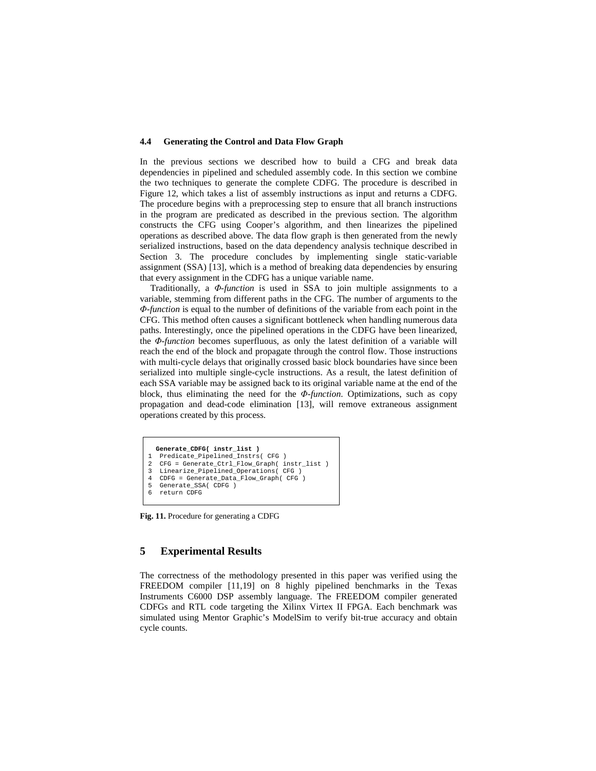### 4.4 Generating the Control and Data Flow Graph

In the previous sections we described how to build a CFG and break data dependencies in pipelined and scheduled assembly code. In this section we combine the two techniques to generate the complete CDFG. The procedure is described in Figure 12, which takes a list of assembly instructions as input and returns a CDFG. The procedure begins with a preprocessing step to ensure that all branch instructions in the program are predicated as described in the previous section. The algorithm constructs the CFG using Cooper's algorithm, and then linearizes the pipelined operations as described above. The data flow graph is then generated from the newly serialized instructions, based on the data dependency analysis technique described in Section 3. The procedure concludes by implementing single static-variable assignment (SSA) [13], which is a method of breaking data dependencies by ensuring that every assignment in the CDFG has a unique variable name.

Traditionally, a *Φ-function* is used in SSA to join multiple assignments to a variable, stemming from different paths in the CFG. The number of arguments to the *Φ-function* is equal to the number of definitions of the variable from each point in the CFG. This method often causes a significant bottleneck when handling numerous data paths. Interestingly, once the pipelined operations in the CDFG have been linearized, the *Φ-function* becomes superfluous, as only the latest definition of a variable will reach the end of the block and propagate through the control flow. Those instructions with multi-cycle delays that originally crossed basic block boundaries have since been serialized into multiple single-cycle instructions. As a result, the latest definition of each SSA variable may be assigned back to its original variable name at the end of the block, thus eliminating the need for the *Φ-function*. Optimizations, such as copy propagation and dead-code elimination [13], will remove extraneous assignment operations created by this process.

```
  Generate_CDFG( instr_list )
1  Predicate_Pipelined_Instrs( CFG )
2  CFG = Generate_Ctrl_Flow_Graph( instr_list )
3  Linearize_Pipelined_Operations( CFG )
4  CDFG = Generate_Data_Flow_Graph( CFG )
5  Generate_SSA( CDFG )
6  return CDFG
```

**Fig. 11.** Procedure for generating a CDFG

## 5 Experimental Results

The correctness of the methodology presented in this paper was verified using the FREEDOM compiler [11,19] on 8 highly pipelined benchmarks in the Texas Instruments C6000 DSP assembly language. The FREEDOM compiler generated CDFGs and RTL code targeting the Xilinx Virtex II FPGA. Each benchmark was simulated using Mentor Graphic's ModelSim to verify bit-true accuracy and obtain cycle counts.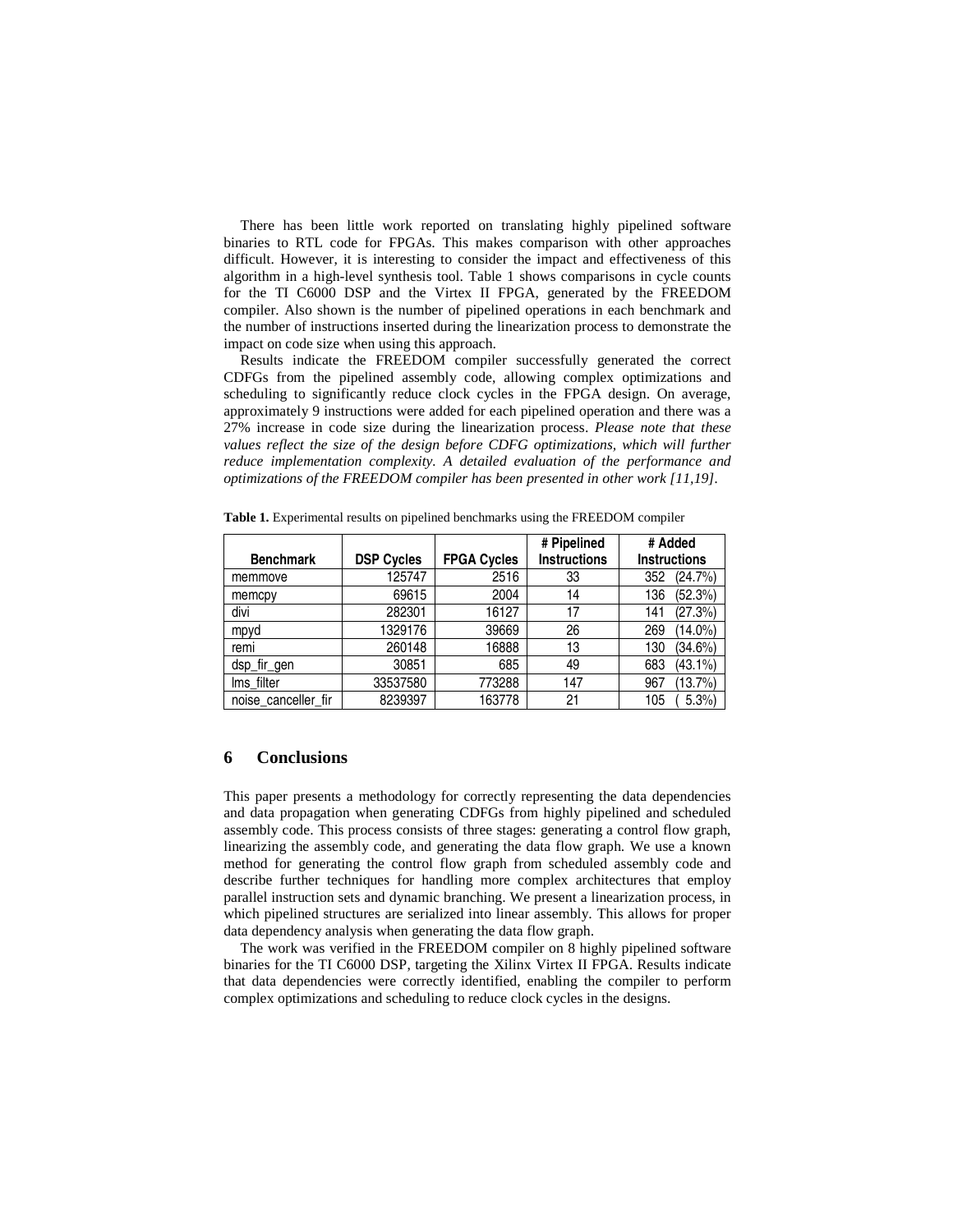There has been little work reported on translating highly pipelined software binaries to RTL code for FPGAs. This makes comparison with other approaches difficult. However, it is interesting to consider the impact and effectiveness of this algorithm in a high-level synthesis tool. Table 1 shows comparisons in cycle counts for the TI C6000 DSP and the Virtex II FPGA, generated by the FREEDOM compiler. Also shown is the number of pipelined operations in each benchmark and the number of instructions inserted during the linearization process to demonstrate the impact on code size when using this approach.

Results indicate the FREEDOM compiler successfully generated the correct CDFGs from the pipelined assembly code, allowing complex optimizations and scheduling to significantly reduce clock cycles in the FPGA design. On average, approximately 9 instructions were added for each pipelined operation and there was a 27% increase in code size during the linearization process. *Please note that these values reflect the size of the design before CDFG optimizations, which will further reduce implementation complexity. A detailed evaluation of the performance and optimizations of the FREEDOM compiler has been presented in other work [11,19].*

**Table 1.** Experimental results on pipelined benchmarks using the FREEDOM compiler

| Benchmark | DSP Cycles | FPGA Cycles | # Pipelined Instructions | # Added Instructions |
|---|---|---|---|---|
| memmove | 125747 | 2516 | 33 | 352 (24.7%) |
| memcpy | 69615 | 2004 | 14 | 136 (52.3%) |
| divi | 282301 | 16127 | 17 | 141 (27.3%) |
| mpyd | 1329176 | 39669 | 26 | 269 (14.0%) |
| remi | 260148 | 16888 | 13 | 130 (34.6%) |
| dsp_fir_gen | 30851 | 685 | 49 | 683 (43.1%) |
| lms_filter | 33537580 | 773288 | 147 | 967 (13.7%) |
| noise_canceller_fir | 8239397 | 163778 | 21 | 105 ( 5.3%) |

## 6 Conclusions

This paper presents a methodology for correctly representing the data dependencies and data propagation when generating CDFGs from highly pipelined and scheduled assembly code. This process consists of three stages: generating a control flow graph, linearizing the assembly code, and generating the data flow graph. We use a known method for generating the control flow graph from scheduled assembly code and describe further techniques for handling more complex architectures that employ parallel instruction sets and dynamic branching. We present a linearization process, in which pipelined structures are serialized into linear assembly. This allows for proper data dependency analysis when generating the data flow graph.

The work was verified in the FREEDOM compiler on 8 highly pipelined software binaries for the TI C6000 DSP, targeting the Xilinx Virtex II FPGA. Results indicate that data dependencies were correctly identified, enabling the compiler to perform complex optimizations and scheduling to reduce clock cycles in the designs.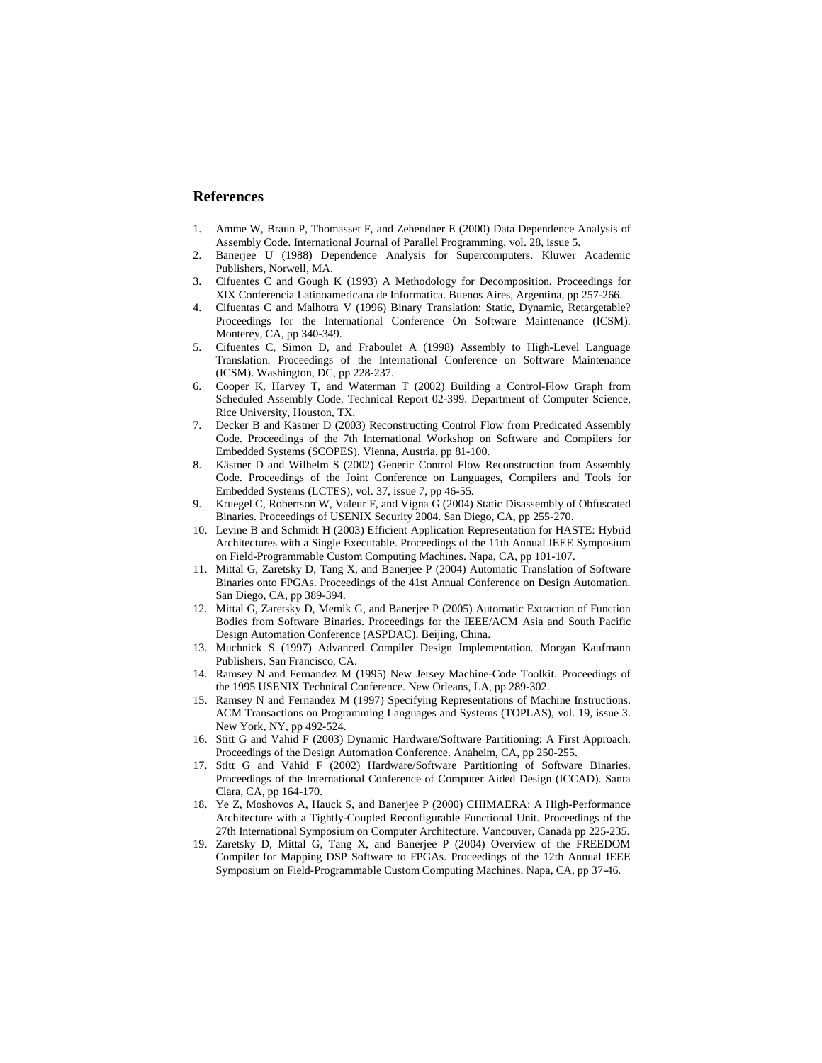## References

1. Amme W, Braun P, Thomasset F, and Zehendner E (2000) Data Dependence Analysis of Assembly Code. International Journal of Parallel Programming, vol. 28, issue 5.
2. Banerjee U (1988) Dependence Analysis for Supercomputers. Kluwer Academic Publishers, Norwell, MA.
3. Cifuentes C and Gough K (1993) A Methodology for Decomposition. Proceedings for XIX Conferencia Latinoamericana de Informatica. Buenos Aires, Argentina, pp 257-266.
4. Cifuentas C and Malhotra V (1996) Binary Translation: Static, Dynamic, Retargetable? Proceedings for the International Conference On Software Maintenance (ICSM). Monterey, CA, pp 340-349.
5. Cifuentes C, Simon D, and Fraboulet A (1998) Assembly to High-Level Language Translation. Proceedings of the International Conference on Software Maintenance (ICSM). Washington, DC, pp 228-237.
6. Cooper K, Harvey T, and Waterman T (2002) Building a Control-Flow Graph from Scheduled Assembly Code. Technical Report 02-399. Department of Computer Science, Rice University, Houston, TX.
7. Decker B and Kästner D (2003) Reconstructing Control Flow from Predicated Assembly Code. Proceedings of the 7th International Workshop on Software and Compilers for Embedded Systems (SCOPES). Vienna, Austria, pp 81-100.
8. Kästner D and Wilhelm S (2002) Generic Control Flow Reconstruction from Assembly Code. Proceedings of the Joint Conference on Languages, Compilers and Tools for Embedded Systems (LCTES), vol. 37, issue 7, pp 46-55.
9. Kruegel C, Robertson W, Valeur F, and Vigna G (2004) Static Disassembly of Obfuscated Binaries. Proceedings of USENIX Security 2004. San Diego, CA, pp 255-270.
10. Levine B and Schmidt H (2003) Efficient Application Representation for HASTE: Hybrid Architectures with a Single Executable. Proceedings of the 11th Annual IEEE Symposium on Field-Programmable Custom Computing Machines. Napa, CA, pp 101-107.
11. Mittal G, Zaretsky D, Tang X, and Banerjee P (2004) Automatic Translation of Software Binaries onto FPGAs. Proceedings of the 41st Annual Conference on Design Automation. San Diego, CA, pp 389-394.
12. Mittal G, Zaretsky D, Memik G, and Banerjee P (2005) Automatic Extraction of Function Bodies from Software Binaries. Proceedings for the IEEE/ACM Asia and South Pacific Design Automation Conference (ASPDAC). Beijing, China.
13. Muchnick S (1997) Advanced Compiler Design Implementation. Morgan Kaufmann Publishers, San Francisco, CA.
14. Ramsey N and Fernandez M (1995) New Jersey Machine-Code Toolkit. Proceedings of the 1995 USENIX Technical Conference. New Orleans, LA, pp 289-302.
15. Ramsey N and Fernandez M (1997) Specifying Representations of Machine Instructions. ACM Transactions on Programming Languages and Systems (TOPLAS), vol. 19, issue 3. New York, NY, pp 492-524.
16. Stitt G and Vahid F (2003) Dynamic Hardware/Software Partitioning: A First Approach. Proceedings of the Design Automation Conference. Anaheim, CA, pp 250-255.
17. Stitt G and Vahid F (2002) Hardware/Software Partitioning of Software Binaries. Proceedings of the International Conference of Computer Aided Design (ICCAD). Santa Clara, CA, pp 164-170.
18. Ye Z, Moshovos A, Hauck S, and Banerjee P (2000) CHIMAERA: A High-Performance Architecture with a Tightly-Coupled Reconfigurable Functional Unit. Proceedings of the 27th International Symposium on Computer Architecture. Vancouver, Canada pp 225-235.
19. Zaretsky D, Mittal G, Tang X, and Banerjee P (2004) Overview of the FREEDOM Compiler for Mapping DSP Software to FPGAs. Proceedings of the 12th Annual IEEE Symposium on Field-Programmable Custom Computing Machines. Napa, CA, pp 37-46.